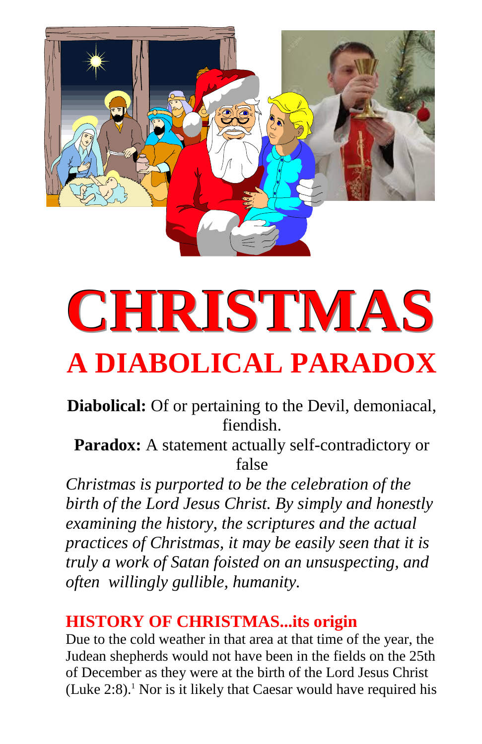# CHRISTMAS

## A DIABOLICAL PARADOX

**Diabolical:** Of or pertaining to the Devil, demoniacal, fiendish.

**Paradox:** A statement actually self-contradictory or false

*Christmas is purported to be the celebration of the birth of the Lord Jesus Christ. By simply and honestly examining the history, the scriptures and the actual practices of Christmas, it may be easily seen that it is truly a work of Satan foisted on an unsuspecting, and often willingly gullible, humanity.*

### HISTORY OF CHRISTMAS...its origin

Due to the cold weather in that area at that time of the year, the Judean shepherds would not have been in the fields on the 25th of December as they were at the birth of the Lord Jesus Christ (Luke 2:8).[1] Nor is it likely that Caesar would have required his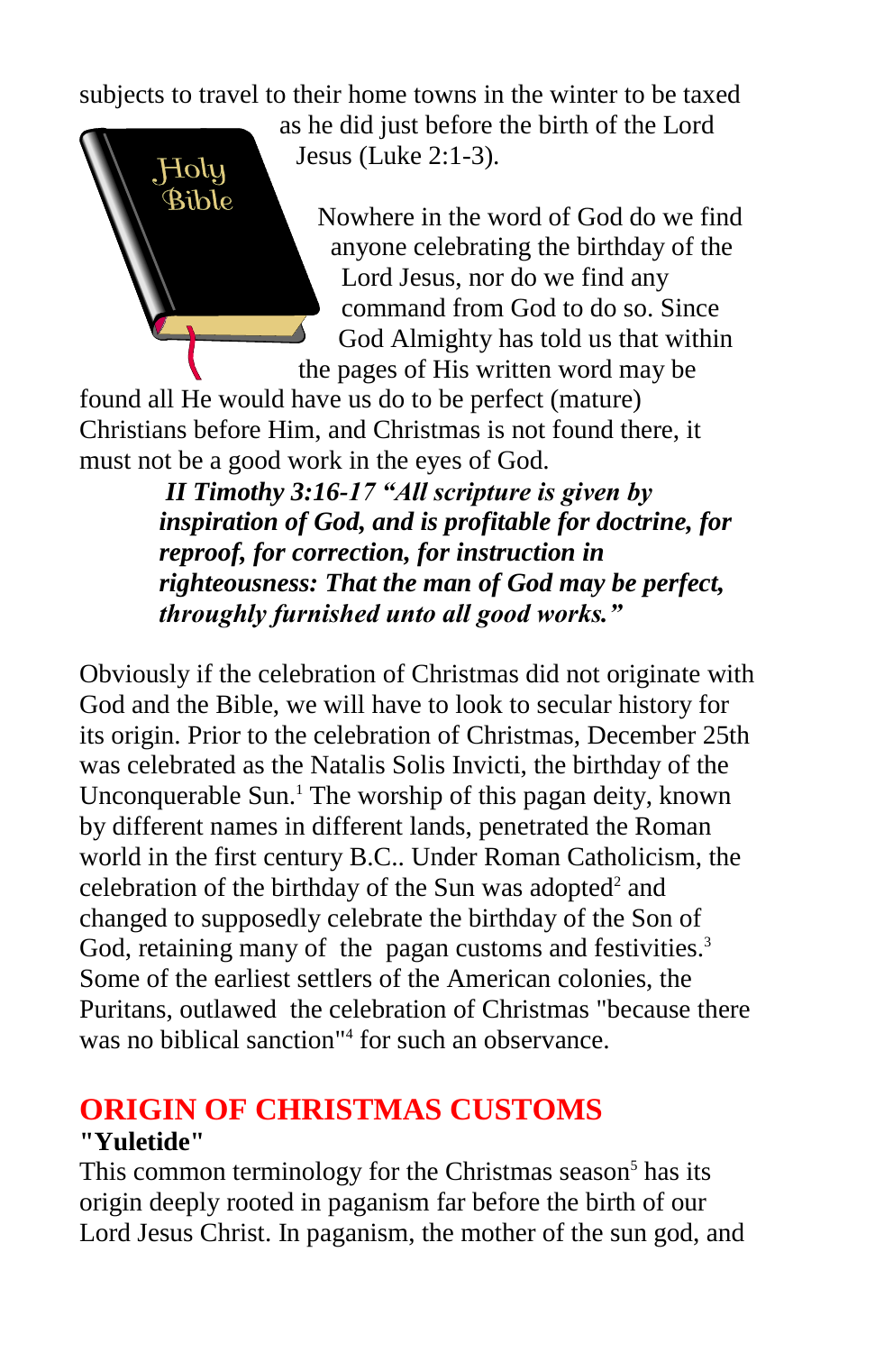subjects to travel to their home towns in the winter to be taxed as he did just before the birth of the Lord Jesus (Luke 2:1-3).

Nowhere in the word of God do we find anyone celebrating the birthday of the Lord Jesus, nor do we find any command from God to do so. Since God Almighty has told us that within the pages of His written word may be found all He would have us do to be perfect (mature) Christians before Him, and Christmas is not found there, it must not be a good work in the eyes of God.

> ***II Timothy 3:16-17 "All scripture is given by inspiration of God, and is profitable for doctrine, for reproof, for correction, for instruction in righteousness: That the man of God may be perfect, throughly furnished unto all good works."***

Obviously if the celebration of Christmas did not originate with God and the Bible, we will have to look to secular history for its origin. Prior to the celebration of Christmas, December 25th was celebrated as the Natalis Solis Invicti, the birthday of the Unconquerable Sun.[1] The worship of this pagan deity, known by different names in different lands, penetrated the Roman world in the first century B.C.. Under Roman Catholicism, the celebration of the birthday of the Sun was adopted[2] and changed to supposedly celebrate the birthday of the Son of God, retaining many of the pagan customs and festivities.[3] Some of the earliest settlers of the American colonies, the Puritans, outlawed the celebration of Christmas "because there was no biblical sanction"[4] for such an observance.

## ORIGIN OF CHRISTMAS CUSTOMS

**"Yuletide"**

This common terminology for the Christmas season[5] has its origin deeply rooted in paganism far before the birth of our Lord Jesus Christ. In paganism, the mother of the sun god, and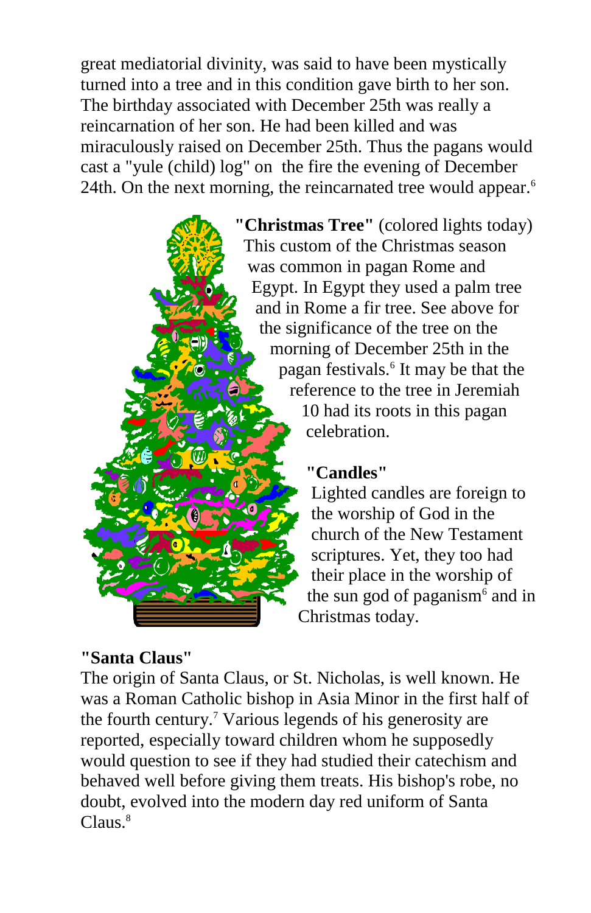great mediatorial divinity, was said to have been mystically turned into a tree and in this condition gave birth to her son. The birthday associated with December 25th was really a reincarnation of her son. He had been killed and was miraculously raised on December 25th. Thus the pagans would cast a "yule (child) log" on the fire the evening of December 24th. On the next morning, the reincarnated tree would appear.[6]

**"Christmas Tree"** (colored lights today) This custom of the Christmas season was common in pagan Rome and Egypt. In Egypt they used a palm tree and in Rome a fir tree. See above for the significance of the tree on the morning of December 25th in the pagan festivals.[6] It may be that the reference to the tree in Jeremiah 10 had its roots in this pagan celebration.

**"Candles"**
Lighted candles are foreign to the worship of God in the church of the New Testament scriptures. Yet, they too had their place in the worship of the sun god of paganism[6] and in Christmas today.

**"Santa Claus"**
The origin of Santa Claus, or St. Nicholas, is well known. He was a Roman Catholic bishop in Asia Minor in the first half of the fourth century.[7] Various legends of his generosity are reported, especially toward children whom he supposedly would question to see if they had studied their catechism and behaved well before giving them treats. His bishop's robe, no doubt, evolved into the modern day red uniform of Santa Claus.[8]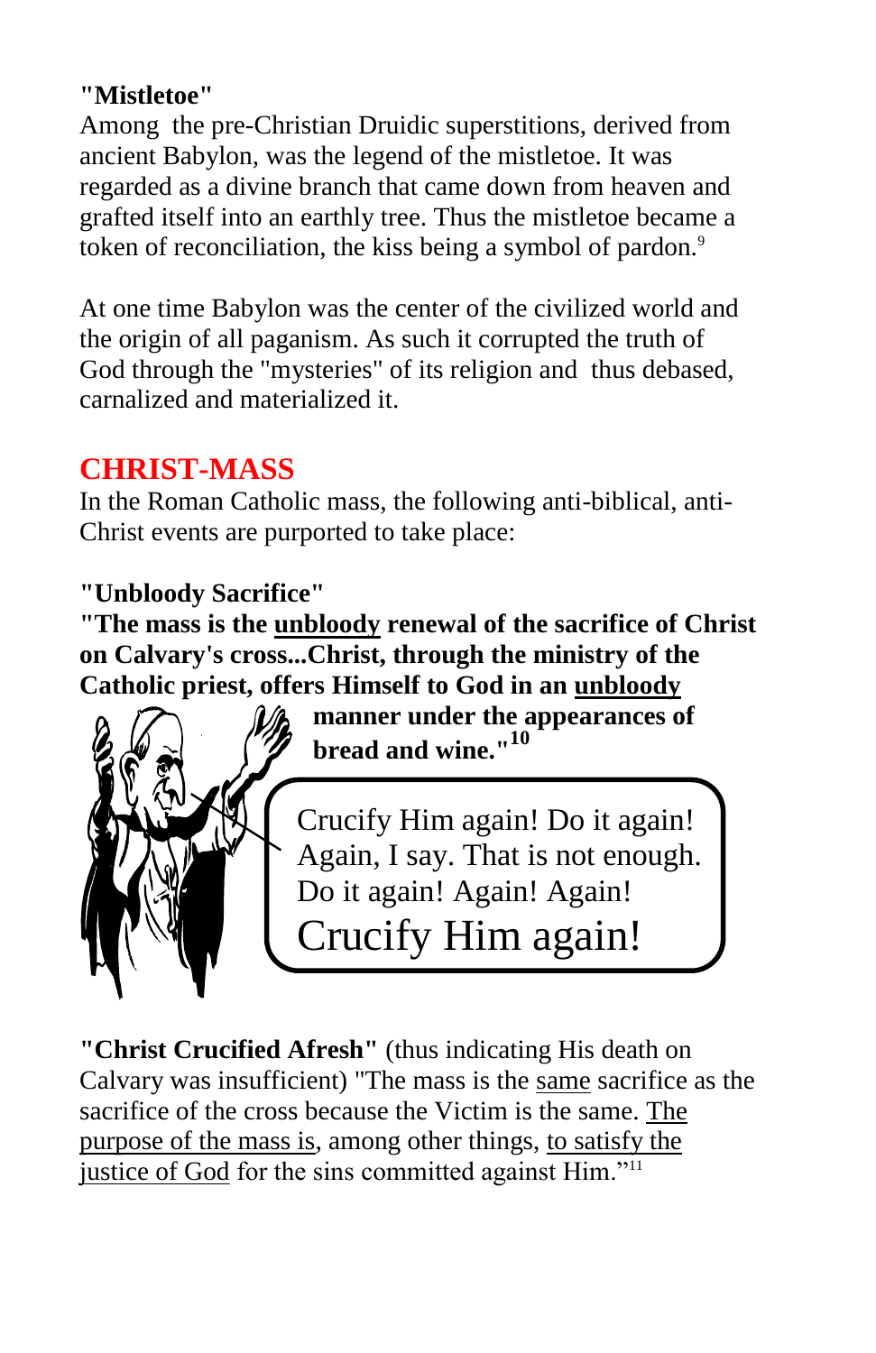**"Mistletoe"**
Among the pre-Christian Druidic superstitions, derived from ancient Babylon, was the legend of the mistletoe. It was regarded as a divine branch that came down from heaven and grafted itself into an earthly tree. Thus the mistletoe became a token of reconciliation, the kiss being a symbol of pardon.[9]

At one time Babylon was the center of the civilized world and the origin of all paganism. As such it corrupted the truth of God through the "mysteries" of its religion and thus debased, carnalized and materialized it.

## CHRIST-MASS

In the Roman Catholic mass, the following anti-biblical, anti-Christ events are purported to take place:

**"Unbloody Sacrifice"**
**"The mass is the unbloody renewal of the sacrifice of Christ on Calvary's cross...Christ, through the ministry of the Catholic priest, offers Himself to God in an unbloody manner under the appearances of bread and wine."[10]**

Crucify Him again! Do it again! Again, I say. That is not enough. Do it again! Again! Again! Crucify Him again!

**"Christ Crucified Afresh"** (thus indicating His death on Calvary was insufficient) "The mass is the same sacrifice as the sacrifice of the cross because the Victim is the same. The purpose of the mass is, among other things, to satisfy the justice of God for the sins committed against Him."[11]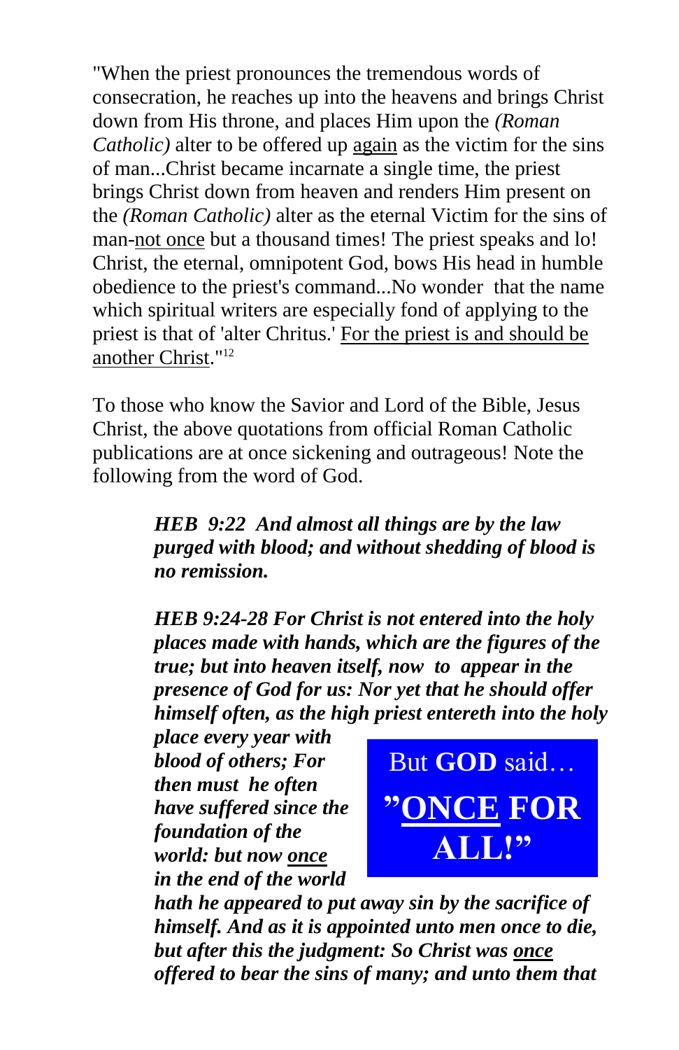"When the priest pronounces the tremendous words of consecration, he reaches up into the heavens and brings Christ down from His throne, and places Him upon the *(Roman Catholic)* alter to be offered up <u>again</u> as the victim for the sins of man...Christ became incarnate a single time, the priest brings Christ down from heaven and renders Him present on the *(Roman Catholic)* alter as the eternal Victim for the sins of man-<u>not once</u> but a thousand times! The priest speaks and lo! Christ, the eternal, omnipotent God, bows His head in humble obedience to the priest's command...No wonder that the name which spiritual writers are especially fond of applying to the priest is that of 'alter Chritus.' <u>For the priest is and should be another Christ</u>."[12]

To those who know the Savior and Lord of the Bible, Jesus Christ, the above quotations from official Roman Catholic publications are at once sickening and outrageous! Note the following from the word of God.

> ***HEB 9:22 And almost all things are by the law purged with blood; and without shedding of blood is no remission.***
>
> ***HEB 9:24-28 For Christ is not entered into the holy places made with hands, which are the figures of the true; but into heaven itself, now to appear in the presence of God for us: Nor yet that he should offer himself often, as the high priest entereth into the holy place every year with blood of others; For then must he often have suffered since the foundation of the world: but now <u>once</u> in the end of the world hath he appeared to put away sin by the sacrifice of himself. And as it is appointed unto men once to die, but after this the judgment: So Christ was <u>once</u> offered to bear the sins of many; and unto them that***

But **GOD** said…

**"<u>ONCE</u> FOR ALL!"**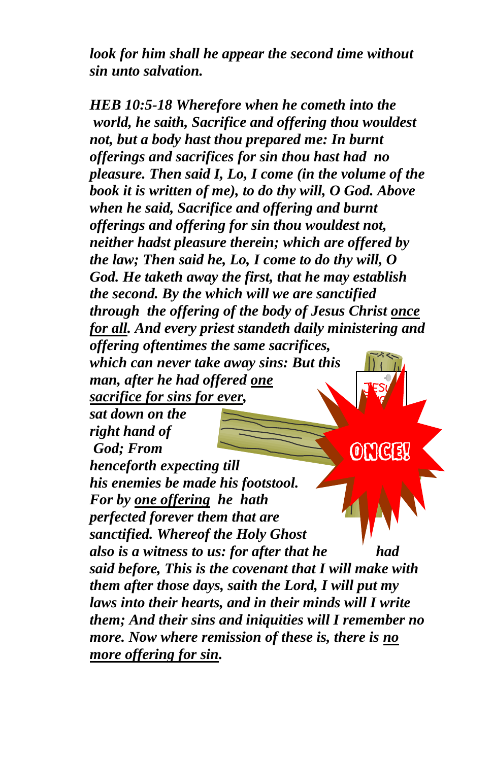***look for him shall he appear the second time without sin unto salvation.***

***HEB 10:5-18 Wherefore when he cometh into the world, he saith, Sacrifice and offering thou wouldest not, but a body hast thou prepared me: In burnt offerings and sacrifices for sin thou hast had no pleasure. Then said I, Lo, I come (in the volume of the book it is written of me), to do thy will, O God. Above when he said, Sacrifice and offering and burnt offerings and offering for sin thou wouldest not, neither hadst pleasure therein; which are offered by the law; Then said he, Lo, I come to do thy will, O God. He taketh away the first, that he may establish the second. By the which will we are sanctified through the offering of the body of Jesus Christ <u>once for all</u>. And every priest standeth daily ministering and offering oftentimes the same sacrifices, which can never take away sins: But this man, after he had offered <u>one sacrifice for sins for ever</u>, sat down on the right hand of God; From henceforth expecting till his enemies be made his footstool. For by <u>one offering</u> he hath perfected forever them that are sanctified. Whereof the Holy Ghost also is a witness to us: for after that he had said before, This is the covenant that I will make with them after those days, saith the Lord, I will put my laws into their hearts, and in their minds will I write them; And their sins and iniquities will I remember no more. Now where remission of these is, there is <u>no more offering for sin</u>.***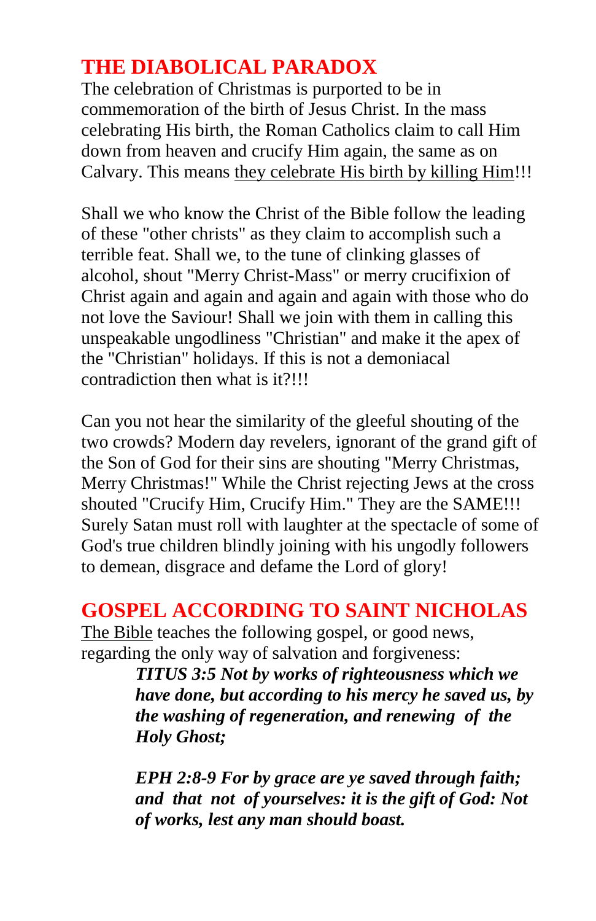## THE DIABOLICAL PARADOX

The celebration of Christmas is purported to be in commemoration of the birth of Jesus Christ. In the mass celebrating His birth, the Roman Catholics claim to call Him down from heaven and crucify Him again, the same as on Calvary. This means <u>they celebrate His birth by killing Him</u>!!!

Shall we who know the Christ of the Bible follow the leading of these "other christs" as they claim to accomplish such a terrible feat. Shall we, to the tune of clinking glasses of alcohol, shout "Merry Christ-Mass" or merry crucifixion of Christ again and again and again and again with those who do not love the Saviour! Shall we join with them in calling this unspeakable ungodliness "Christian" and make it the apex of the "Christian" holidays. If this is not a demoniacal contradiction then what is it?!!!

Can you not hear the similarity of the gleeful shouting of the two crowds? Modern day revelers, ignorant of the grand gift of the Son of God for their sins are shouting "Merry Christmas, Merry Christmas!" While the Christ rejecting Jews at the cross shouted "Crucify Him, Crucify Him." They are the SAME!!! Surely Satan must roll with laughter at the spectacle of some of God's true children blindly joining with his ungodly followers to demean, disgrace and defame the Lord of glory!

## GOSPEL ACCORDING TO SAINT NICHOLAS

<u>The Bible</u> teaches the following gospel, or good news, regarding the only way of salvation and forgiveness:

> ***TITUS 3:5 Not by works of righteousness which we have done, but according to his mercy he saved us, by the washing of regeneration, and renewing of the Holy Ghost;***
>
> ***EPH 2:8-9 For by grace are ye saved through faith; and that not of yourselves: it is the gift of God: Not of works, lest any man should boast.***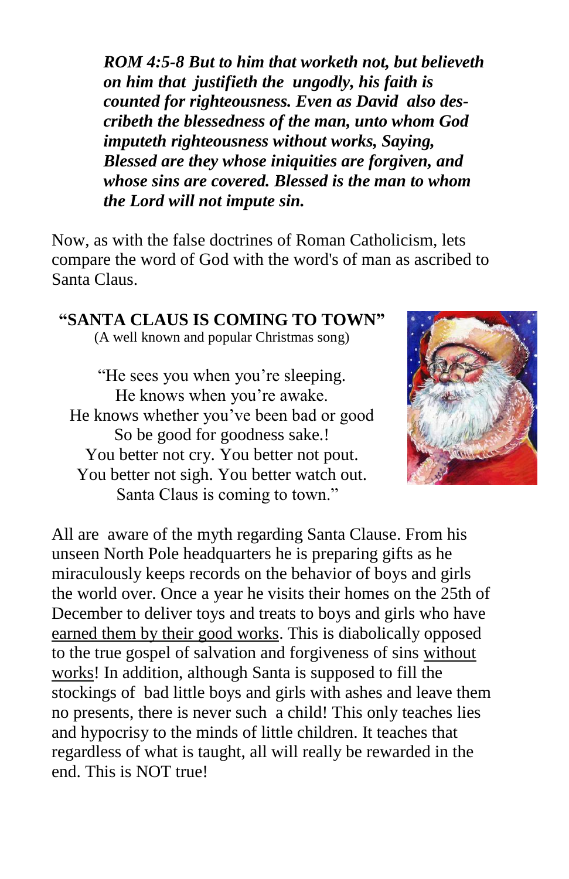***ROM 4:5-8 But to him that worketh not, but believeth on him that justifieth the ungodly, his faith is counted for righteousness. Even as David also describeth the blessedness of the man, unto whom God imputeth righteousness without works, Saying, Blessed are they whose iniquities are forgiven, and whose sins are covered. Blessed is the man to whom the Lord will not impute sin.***

Now, as with the false doctrines of Roman Catholicism, lets compare the word of God with the word's of man as ascribed to Santa Claus.

**"SANTA CLAUS IS COMING TO TOWN"**
(A well known and popular Christmas song)

"He sees you when you're sleeping.
He knows when you're awake.
He knows whether you've been bad or good
So be good for goodness sake.!
You better not cry. You better not pout.
You better not sigh. You better watch out.
Santa Claus is coming to town."

All are aware of the myth regarding Santa Clause. From his unseen North Pole headquarters he is preparing gifts as he miraculously keeps records on the behavior of boys and girls the world over. Once a year he visits their homes on the 25th of December to deliver toys and treats to boys and girls who have <u>earned them by their good works</u>. This is diabolically opposed to the true gospel of salvation and forgiveness of sins <u>without works</u>! In addition, although Santa is supposed to fill the stockings of bad little boys and girls with ashes and leave them no presents, there is never such a child! This only teaches lies and hypocrisy to the minds of little children. It teaches that regardless of what is taught, all will really be rewarded in the end. This is NOT true!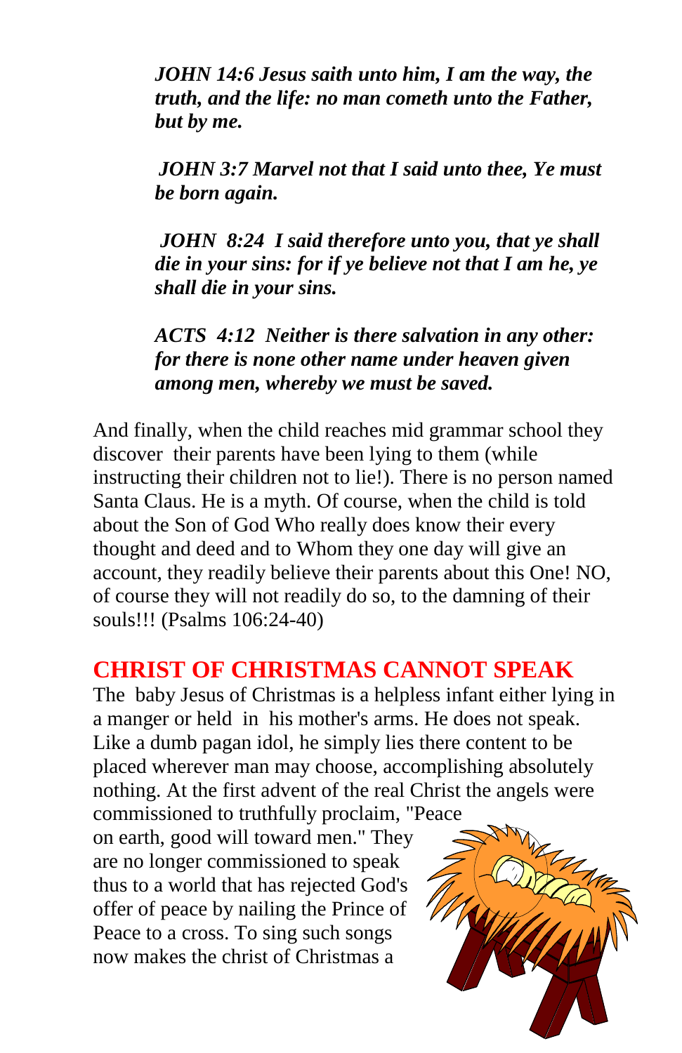***JOHN 14:6 Jesus saith unto him, I am the way, the truth, and the life: no man cometh unto the Father, but by me.***

***JOHN 3:7 Marvel not that I said unto thee, Ye must be born again.***

***JOHN 8:24 I said therefore unto you, that ye shall die in your sins: for if ye believe not that I am he, ye shall die in your sins.***

***ACTS 4:12 Neither is there salvation in any other: for there is none other name under heaven given among men, whereby we must be saved.***

And finally, when the child reaches mid grammar school they discover their parents have been lying to them (while instructing their children not to lie!). There is no person named Santa Claus. He is a myth. Of course, when the child is told about the Son of God Who really does know their every thought and deed and to Whom they one day will give an account, they readily believe their parents about this One! NO, of course they will not readily do so, to the damning of their souls!!! (Psalms 106:24-40)

## CHRIST OF CHRISTMAS CANNOT SPEAK

The baby Jesus of Christmas is a helpless infant either lying in a manger or held in his mother's arms. He does not speak. Like a dumb pagan idol, he simply lies there content to be placed wherever man may choose, accomplishing absolutely nothing. At the first advent of the real Christ the angels were commissioned to truthfully proclaim, "Peace on earth, good will toward men." They are no longer commissioned to speak thus to a world that has rejected God's offer of peace by nailing the Prince of Peace to a cross. To sing such songs now makes the christ of Christmas a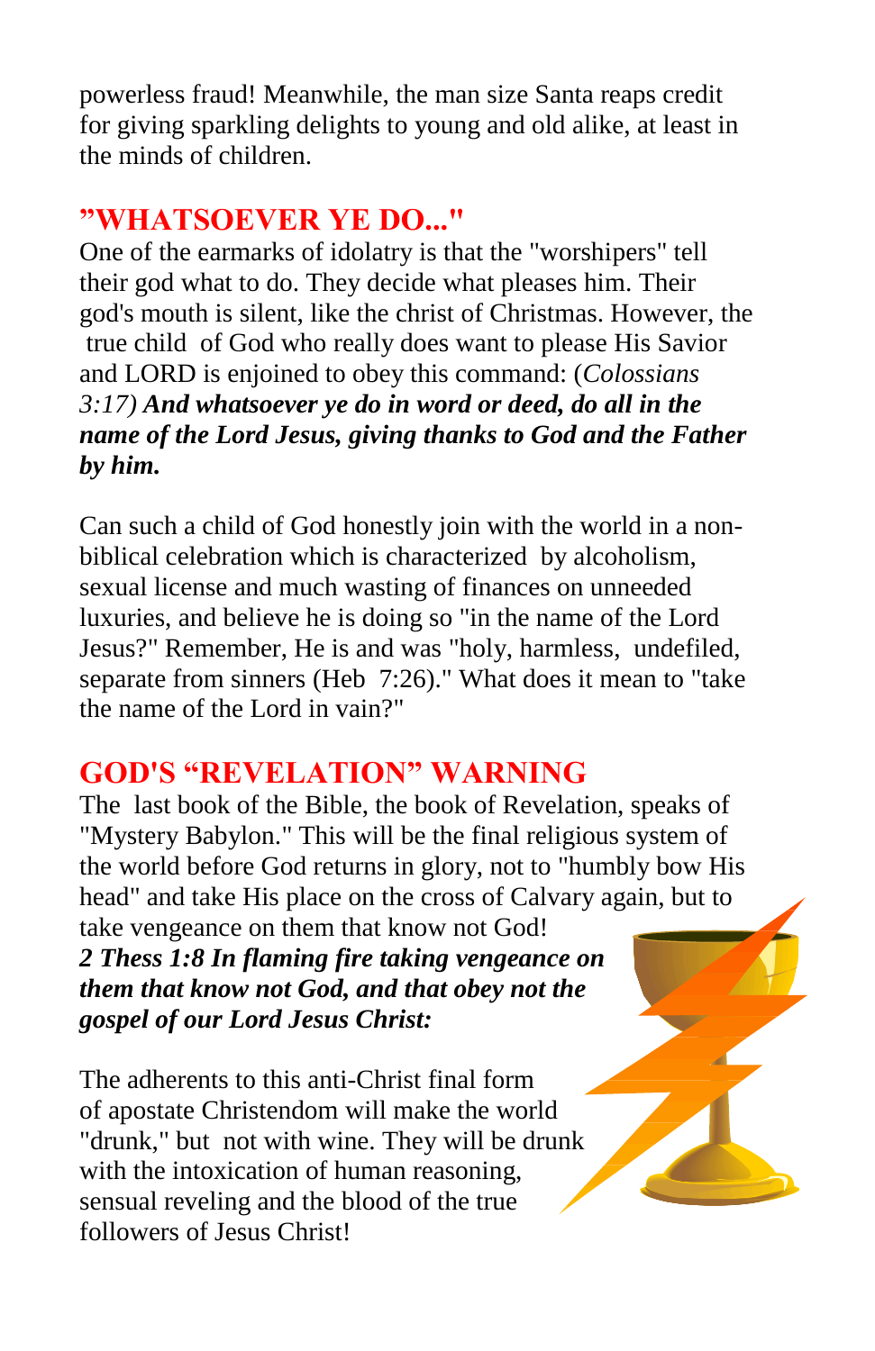powerless fraud! Meanwhile, the man size Santa reaps credit for giving sparkling delights to young and old alike, at least in the minds of children.

## "WHATSOEVER YE DO..."

One of the earmarks of idolatry is that the "worshipers" tell their god what to do. They decide what pleases him. Their god's mouth is silent, like the christ of Christmas. However, the true child of God who really does want to please His Savior and LORD is enjoined to obey this command: (*Colossians 3:17)* ***And whatsoever ye do in word or deed, do all in the name of the Lord Jesus, giving thanks to God and the Father by him.***

Can such a child of God honestly join with the world in a non-biblical celebration which is characterized by alcoholism, sexual license and much wasting of finances on unneeded luxuries, and believe he is doing so "in the name of the Lord Jesus?" Remember, He is and was "holy, harmless, undefiled, separate from sinners (Heb 7:26)." What does it mean to "take the name of the Lord in vain?"

## GOD'S "REVELATION" WARNING

The last book of the Bible, the book of Revelation, speaks of "Mystery Babylon." This will be the final religious system of the world before God returns in glory, not to "humbly bow His head" and take His place on the cross of Calvary again, but to take vengeance on them that know not God!

***2 Thess 1:8 In flaming fire taking vengeance on them that know not God, and that obey not the gospel of our Lord Jesus Christ:***

The adherents to this anti-Christ final form of apostate Christendom will make the world "drunk," but not with wine. They will be drunk with the intoxication of human reasoning, sensual reveling and the blood of the true followers of Jesus Christ!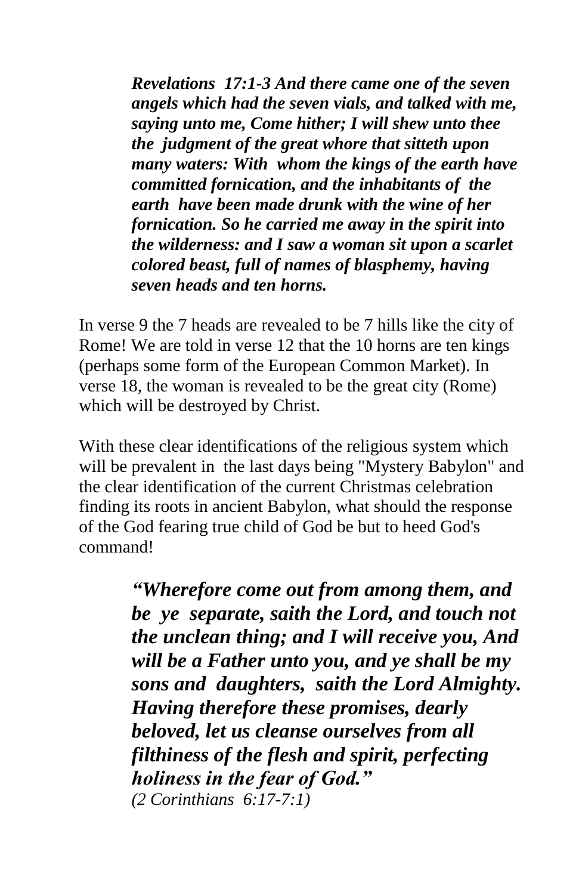> ***Revelations 17:1-3 And there came one of the seven angels which had the seven vials, and talked with me, saying unto me, Come hither; I will shew unto thee the judgment of the great whore that sitteth upon many waters: With whom the kings of the earth have committed fornication, and the inhabitants of the earth have been made drunk with the wine of her fornication. So he carried me away in the spirit into the wilderness: and I saw a woman sit upon a scarlet colored beast, full of names of blasphemy, having seven heads and ten horns.***

In verse 9 the 7 heads are revealed to be 7 hills like the city of Rome! We are told in verse 12 that the 10 horns are ten kings (perhaps some form of the European Common Market). In verse 18, the woman is revealed to be the great city (Rome) which will be destroyed by Christ.

With these clear identifications of the religious system which will be prevalent in the last days being "Mystery Babylon" and the clear identification of the current Christmas celebration finding its roots in ancient Babylon, what should the response of the God fearing true child of God be but to heed God's command!

> ***"Wherefore come out from among them, and be ye separate, saith the Lord, and touch not the unclean thing; and I will receive you, And will be a Father unto you, and ye shall be my sons and daughters, saith the Lord Almighty. Having therefore these promises, dearly beloved, let us cleanse ourselves from all filthiness of the flesh and spirit, perfecting holiness in the fear of God."***
> *(2 Corinthians 6:17-7:1)*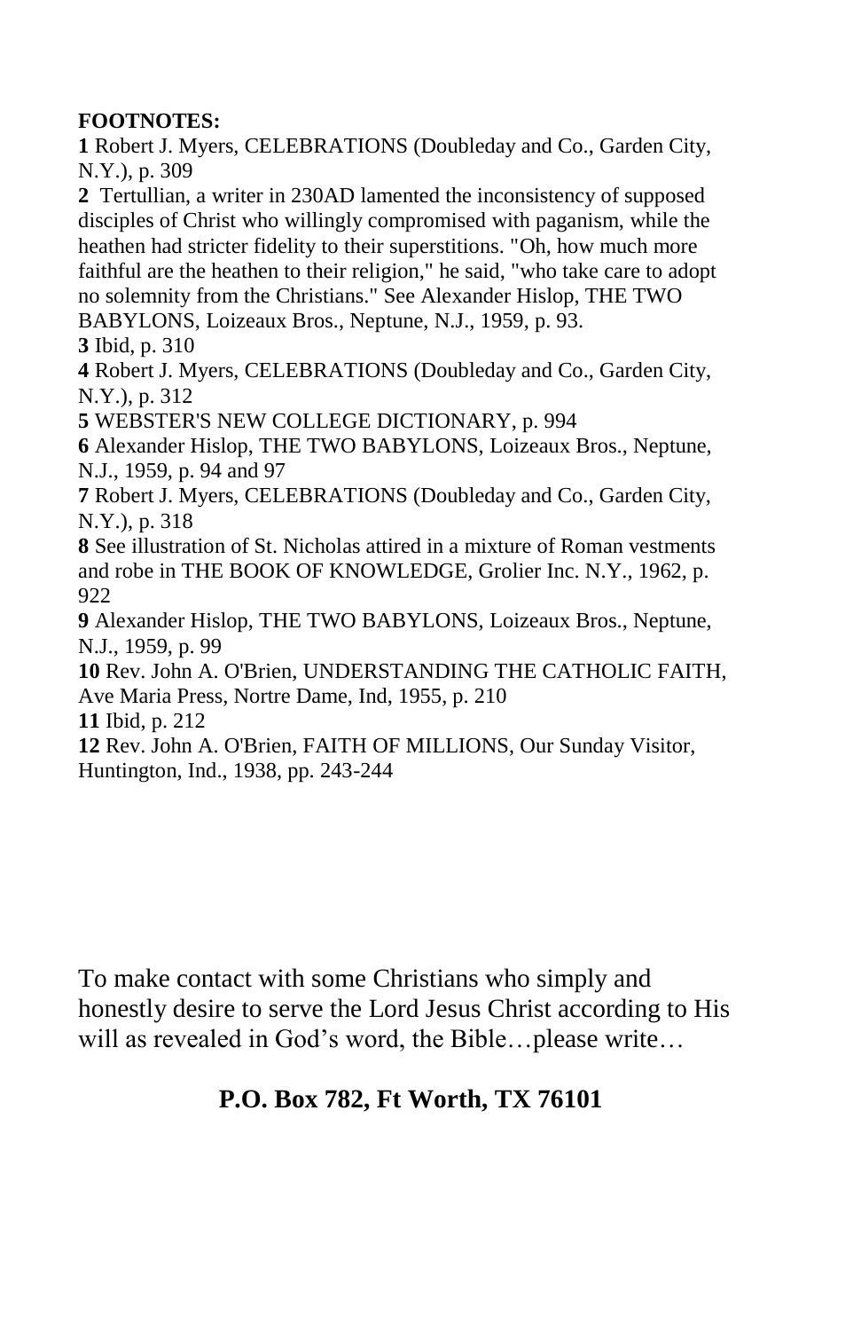**FOOTNOTES:**

**1** Robert J. Myers, CELEBRATIONS (Doubleday and Co., Garden City, N.Y.), p. 309

**2** Tertullian, a writer in 230AD lamented the inconsistency of supposed disciples of Christ who willingly compromised with paganism, while the heathen had stricter fidelity to their superstitions. "Oh, how much more faithful are the heathen to their religion," he said, "who take care to adopt no solemnity from the Christians." See Alexander Hislop, THE TWO BABYLONS, Loizeaux Bros., Neptune, N.J., 1959, p. 93.

**3** Ibid, p. 310

**4** Robert J. Myers, CELEBRATIONS (Doubleday and Co., Garden City, N.Y.), p. 312

**5** WEBSTER'S NEW COLLEGE DICTIONARY, p. 994

**6** Alexander Hislop, THE TWO BABYLONS, Loizeaux Bros., Neptune, N.J., 1959, p. 94 and 97

**7** Robert J. Myers, CELEBRATIONS (Doubleday and Co., Garden City, N.Y.), p. 318

**8** See illustration of St. Nicholas attired in a mixture of Roman vestments and robe in THE BOOK OF KNOWLEDGE, Grolier Inc. N.Y., 1962, p. 922

**9** Alexander Hislop, THE TWO BABYLONS, Loizeaux Bros., Neptune, N.J., 1959, p. 99

**10** Rev. John A. O'Brien, UNDERSTANDING THE CATHOLIC FAITH, Ave Maria Press, Nortre Dame, Ind, 1955, p. 210

**11** Ibid, p. 212

**12** Rev. John A. O'Brien, FAITH OF MILLIONS, Our Sunday Visitor, Huntington, Ind., 1938, pp. 243-244

To make contact with some Christians who simply and honestly desire to serve the Lord Jesus Christ according to His will as revealed in God's word, the Bible…please write…

**P.O. Box 782, Ft Worth, TX 76101**